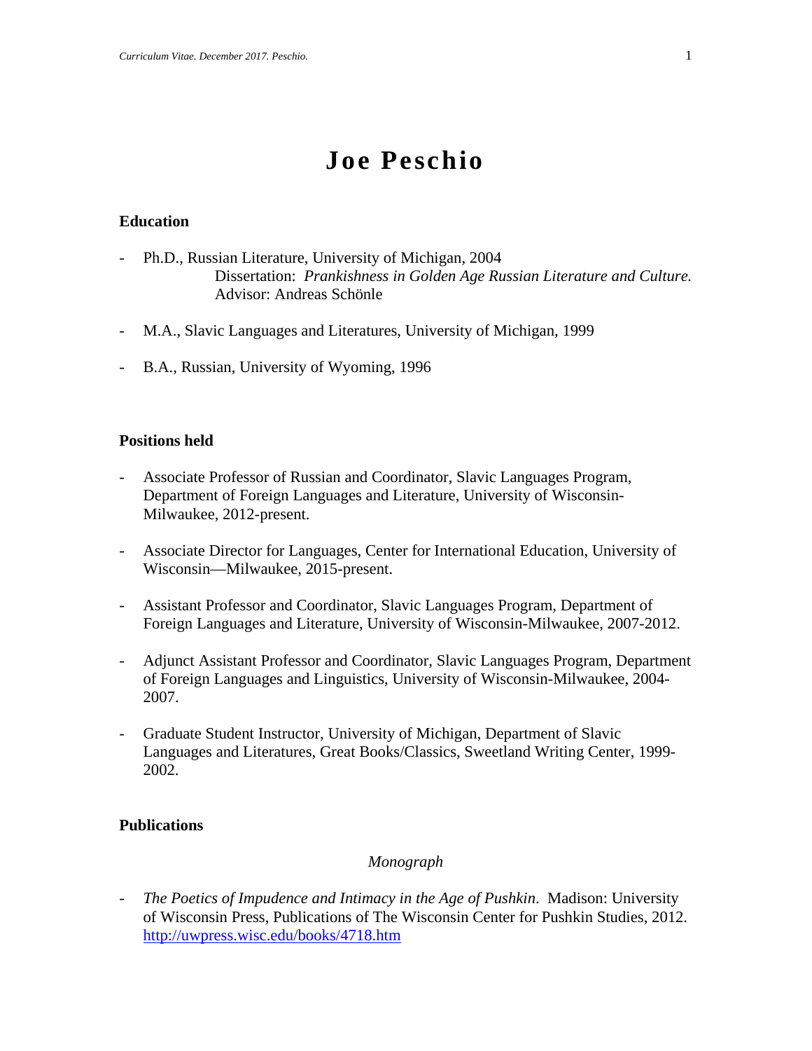# Joe Peschio

## Education

- Ph.D., Russian Literature, University of Michigan, 2004
  Dissertation: *Prankishness in Golden Age Russian Literature and Culture.*
  Advisor: Andreas Schönle

- M.A., Slavic Languages and Literatures, University of Michigan, 1999

- B.A., Russian, University of Wyoming, 1996

## Positions held

- Associate Professor of Russian and Coordinator, Slavic Languages Program, Department of Foreign Languages and Literature, University of Wisconsin-Milwaukee, 2012-present.

- Associate Director for Languages, Center for International Education, University of Wisconsin—Milwaukee, 2015-present.

- Assistant Professor and Coordinator, Slavic Languages Program, Department of Foreign Languages and Literature, University of Wisconsin-Milwaukee, 2007-2012.

- Adjunct Assistant Professor and Coordinator, Slavic Languages Program, Department of Foreign Languages and Linguistics, University of Wisconsin-Milwaukee, 2004-2007.

- Graduate Student Instructor, University of Michigan, Department of Slavic Languages and Literatures, Great Books/Classics, Sweetland Writing Center, 1999-2002.

## Publications

### *Monograph*

- *The Poetics of Impudence and Intimacy in the Age of Pushkin*. Madison: University of Wisconsin Press, Publications of The Wisconsin Center for Pushkin Studies, 2012. http://uwpress.wisc.edu/books/4718.htm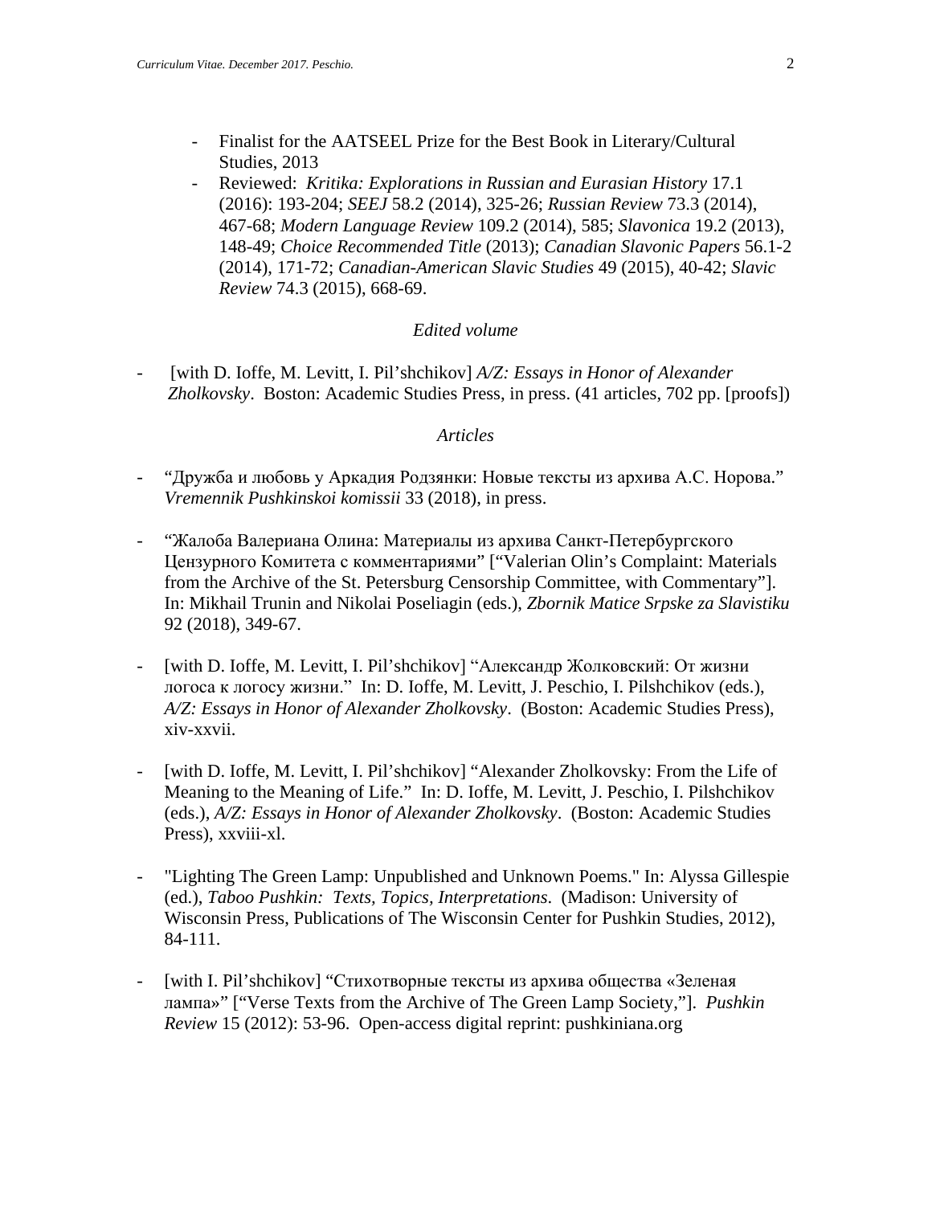- Finalist for the AATSEEL Prize for the Best Book in Literary/Cultural Studies, 2013
- Reviewed: *Kritika: Explorations in Russian and Eurasian History* 17.1 (2016): 193-204; *SEEJ* 58.2 (2014), 325-26; *Russian Review* 73.3 (2014), 467-68; *Modern Language Review* 109.2 (2014), 585; *Slavonica* 19.2 (2013), 148-49; *Choice Recommended Title* (2013); *Canadian Slavonic Papers* 56.1-2 (2014), 171-72; *Canadian-American Slavic Studies* 49 (2015), 40-42; *Slavic Review* 74.3 (2015), 668-69.

*Edited volume*

- [with D. Ioffe, M. Levitt, I. Pil'shchikov] *A/Z: Essays in Honor of Alexander Zholkovsky*. Boston: Academic Studies Press, in press. (41 articles, 702 pp. [proofs])

*Articles*

- "Дружба и любовь у Аркадия Родзянки: Новые тексты из архива А.С. Норова." *Vremennik Pushkinskoi komissii* 33 (2018), in press.

- "Жалоба Валериана Олина: Материалы из архива Санкт-Петербургского Цензурного Комитета с комментариями" ["Valerian Olin's Complaint: Materials from the Archive of the St. Petersburg Censorship Committee, with Commentary"]. In: Mikhail Trunin and Nikolai Poseliagin (eds.), *Zbornik Matice Srpske za Slavistiku* 92 (2018), 349-67.

- [with D. Ioffe, M. Levitt, I. Pil'shchikov] "Александр Жолковский: От жизни логоса к логосу жизни." In: D. Ioffe, M. Levitt, J. Peschio, I. Pilshchikov (eds.), *A/Z: Essays in Honor of Alexander Zholkovsky*. (Boston: Academic Studies Press), xiv-xxvii.

- [with D. Ioffe, M. Levitt, I. Pil'shchikov] "Alexander Zholkovsky: From the Life of Meaning to the Meaning of Life." In: D. Ioffe, M. Levitt, J. Peschio, I. Pilshchikov (eds.), *A/Z: Essays in Honor of Alexander Zholkovsky*. (Boston: Academic Studies Press), xxviii-xl.

- "Lighting The Green Lamp: Unpublished and Unknown Poems." In: Alyssa Gillespie (ed.), *Taboo Pushkin: Texts, Topics, Interpretations*. (Madison: University of Wisconsin Press, Publications of The Wisconsin Center for Pushkin Studies, 2012), 84-111.

- [with I. Pil'shchikov] "Стихотворные тексты из архива общества «Зеленая лампа»" ["Verse Texts from the Archive of The Green Lamp Society,"]. *Pushkin Review* 15 (2012): 53-96. Open-access digital reprint: pushkiniana.org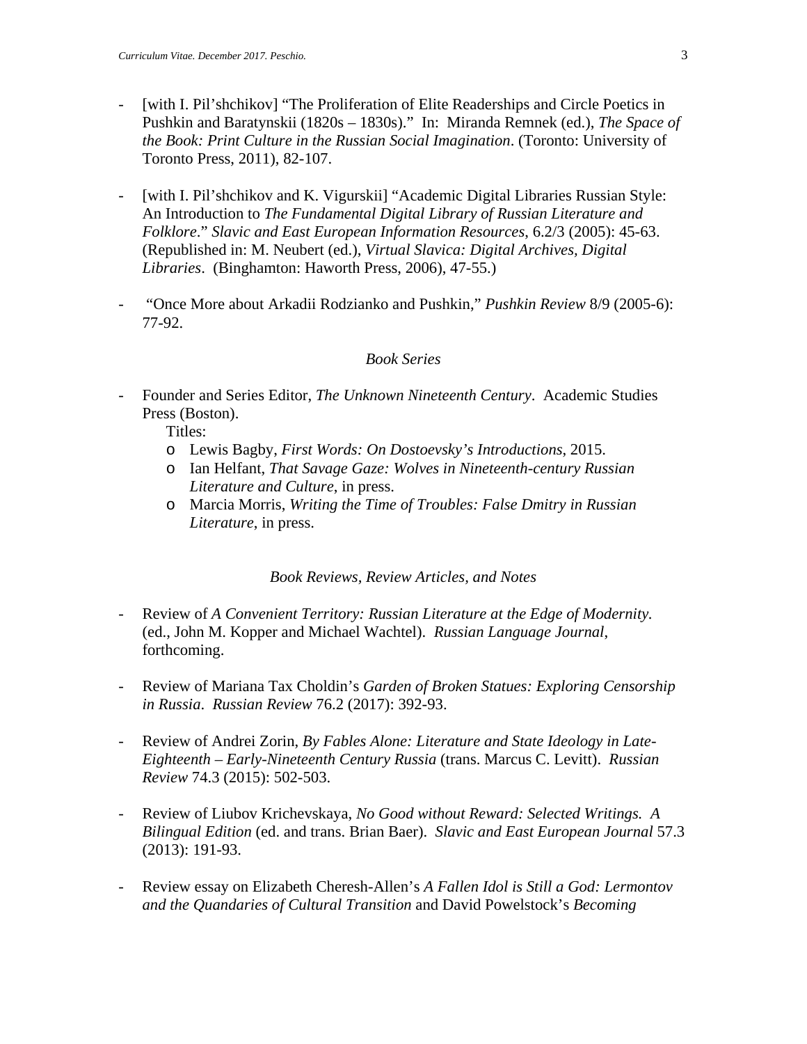- [with I. Pil'shchikov] "The Proliferation of Elite Readerships and Circle Poetics in Pushkin and Baratynskii (1820s – 1830s)." In: Miranda Remnek (ed.), *The Space of the Book: Print Culture in the Russian Social Imagination*. (Toronto: University of Toronto Press, 2011), 82-107.

- [with I. Pil'shchikov and K. Vigurskii] "Academic Digital Libraries Russian Style: An Introduction to *The Fundamental Digital Library of Russian Literature and Folklore*." *Slavic and East European Information Resources*, 6.2/3 (2005): 45-63. (Republished in: M. Neubert (ed.), *Virtual Slavica: Digital Archives, Digital Libraries*. (Binghamton: Haworth Press, 2006), 47-55.)

- "Once More about Arkadii Rodzianko and Pushkin," *Pushkin Review* 8/9 (2005-6): 77-92.

*Book Series*

- Founder and Series Editor, *The Unknown Nineteenth Century*. Academic Studies Press (Boston).
  Titles:
  - Lewis Bagby, *First Words: On Dostoevsky's Introductions*, 2015.
  - Ian Helfant, *That Savage Gaze: Wolves in Nineteenth-century Russian Literature and Culture*, in press.
  - Marcia Morris, *Writing the Time of Troubles: False Dmitry in Russian Literature*, in press.

*Book Reviews, Review Articles, and Notes*

- Review of *A Convenient Territory: Russian Literature at the Edge of Modernity.* (ed., John M. Kopper and Michael Wachtel). *Russian Language Journal*, forthcoming.

- Review of Mariana Tax Choldin's *Garden of Broken Statues: Exploring Censorship in Russia*. *Russian Review* 76.2 (2017): 392-93.

- Review of Andrei Zorin, *By Fables Alone: Literature and State Ideology in Late-Eighteenth – Early-Nineteenth Century Russia* (trans. Marcus C. Levitt). *Russian Review* 74.3 (2015): 502-503.

- Review of Liubov Krichevskaya, *No Good without Reward: Selected Writings. A Bilingual Edition* (ed. and trans. Brian Baer). *Slavic and East European Journal* 57.3 (2013): 191-93.

- Review essay on Elizabeth Cheresh-Allen's *A Fallen Idol is Still a God: Lermontov and the Quandaries of Cultural Transition* and David Powelstock's *Becoming*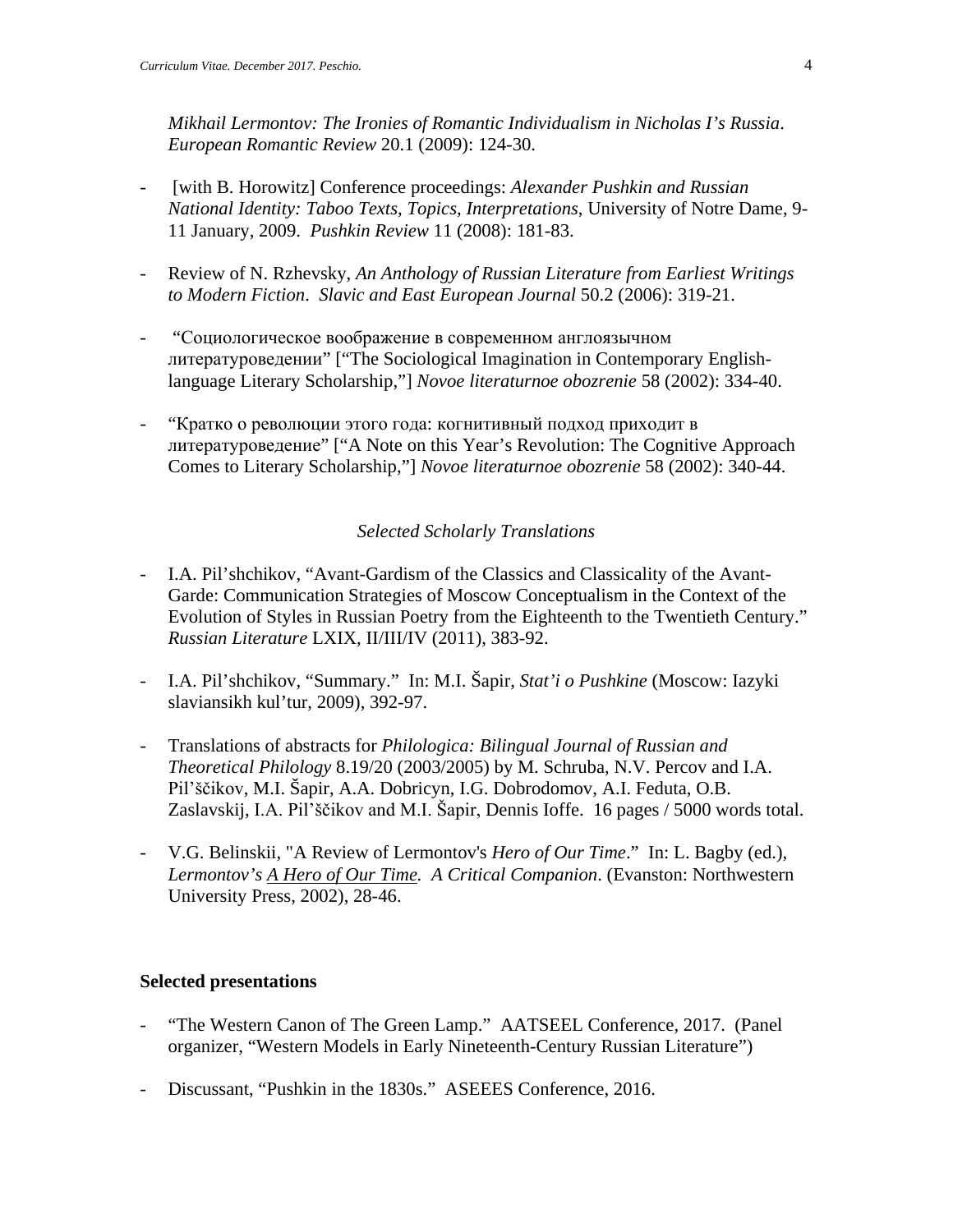*Mikhail Lermontov: The Ironies of Romantic Individualism in Nicholas I's Russia*. *European Romantic Review* 20.1 (2009): 124-30.

- [with B. Horowitz] Conference proceedings: *Alexander Pushkin and Russian National Identity: Taboo Texts, Topics, Interpretations*, University of Notre Dame, 9-11 January, 2009. *Pushkin Review* 11 (2008): 181-83.

- Review of N. Rzhevsky, *An Anthology of Russian Literature from Earliest Writings to Modern Fiction*. *Slavic and East European Journal* 50.2 (2006): 319-21.

- "Социологическое воображение в современном англоязычном литературоведении" ["The Sociological Imagination in Contemporary English-language Literary Scholarship,"] *Novoe literaturnoe obozrenie* 58 (2002): 334-40.

- "Кратко о революции этого года: когнитивный подход приходит в литературоведение" ["A Note on this Year's Revolution: The Cognitive Approach Comes to Literary Scholarship,"] *Novoe literaturnoe obozrenie* 58 (2002): 340-44.

*Selected Scholarly Translations*

- I.A. Pil'shchikov, "Avant-Gardism of the Classics and Classicality of the Avant-Garde: Communication Strategies of Moscow Conceptualism in the Context of the Evolution of Styles in Russian Poetry from the Eighteenth to the Twentieth Century." *Russian Literature* LXIX, II/III/IV (2011), 383-92.

- I.A. Pil'shchikov, "Summary." In: M.I. Šapir, *Stat'i o Pushkine* (Moscow: Iazyki slaviansikh kul'tur, 2009), 392-97.

- Translations of abstracts for *Philologica: Bilingual Journal of Russian and Theoretical Philology* 8.19/20 (2003/2005) by M. Schruba, N.V. Percov and I.A. Pil'ščikov, M.I. Šapir, A.A. Dobricyn, I.G. Dobrodomov, A.I. Feduta, O.B. Zaslavskij, I.A. Pil'ščikov and M.I. Šapir, Dennis Ioffe. 16 pages / 5000 words total.

- V.G. Belinskii, "A Review of Lermontov's *Hero of Our Time*." In: L. Bagby (ed.), *Lermontov's A Hero of Our Time. A Critical Companion*. (Evanston: Northwestern University Press, 2002), 28-46.

**Selected presentations**

- "The Western Canon of The Green Lamp." AATSEEL Conference, 2017. (Panel organizer, "Western Models in Early Nineteenth-Century Russian Literature")

- Discussant, "Pushkin in the 1830s." ASEEES Conference, 2016.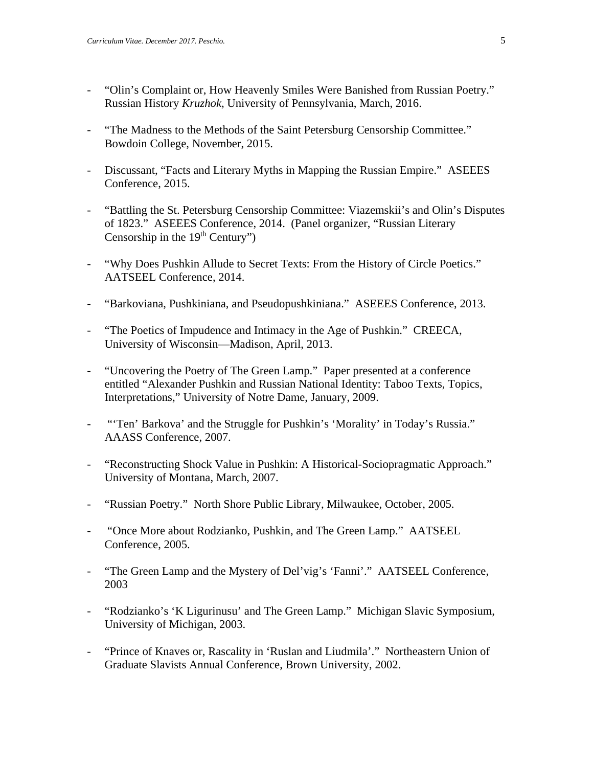- "Olin's Complaint or, How Heavenly Smiles Were Banished from Russian Poetry." Russian History *Kruzhok*, University of Pennsylvania, March, 2016.

- "The Madness to the Methods of the Saint Petersburg Censorship Committee." Bowdoin College, November, 2015.

- Discussant, "Facts and Literary Myths in Mapping the Russian Empire." ASEEES Conference, 2015.

- "Battling the St. Petersburg Censorship Committee: Viazemskii's and Olin's Disputes of 1823." ASEEES Conference, 2014. (Panel organizer, "Russian Literary Censorship in the 19th Century")

- "Why Does Pushkin Allude to Secret Texts: From the History of Circle Poetics." AATSEEL Conference, 2014.

- "Barkoviana, Pushkiniana, and Pseudopushkiniana." ASEEES Conference, 2013.

- "The Poetics of Impudence and Intimacy in the Age of Pushkin." CREECA, University of Wisconsin—Madison, April, 2013.

- "Uncovering the Poetry of The Green Lamp." Paper presented at a conference entitled "Alexander Pushkin and Russian National Identity: Taboo Texts, Topics, Interpretations," University of Notre Dame, January, 2009.

- "'Ten' Barkova' and the Struggle for Pushkin's 'Morality' in Today's Russia." AAASS Conference, 2007.

- "Reconstructing Shock Value in Pushkin: A Historical-Sociopragmatic Approach." University of Montana, March, 2007.

- "Russian Poetry." North Shore Public Library, Milwaukee, October, 2005.

- "Once More about Rodzianko, Pushkin, and The Green Lamp." AATSEEL Conference, 2005.

- "The Green Lamp and the Mystery of Del'vig's 'Fanni'." AATSEEL Conference, 2003

- "Rodzianko's 'K Ligurinusu' and The Green Lamp." Michigan Slavic Symposium, University of Michigan, 2003.

- "Prince of Knaves or, Rascality in 'Ruslan and Liudmila'." Northeastern Union of Graduate Slavists Annual Conference, Brown University, 2002.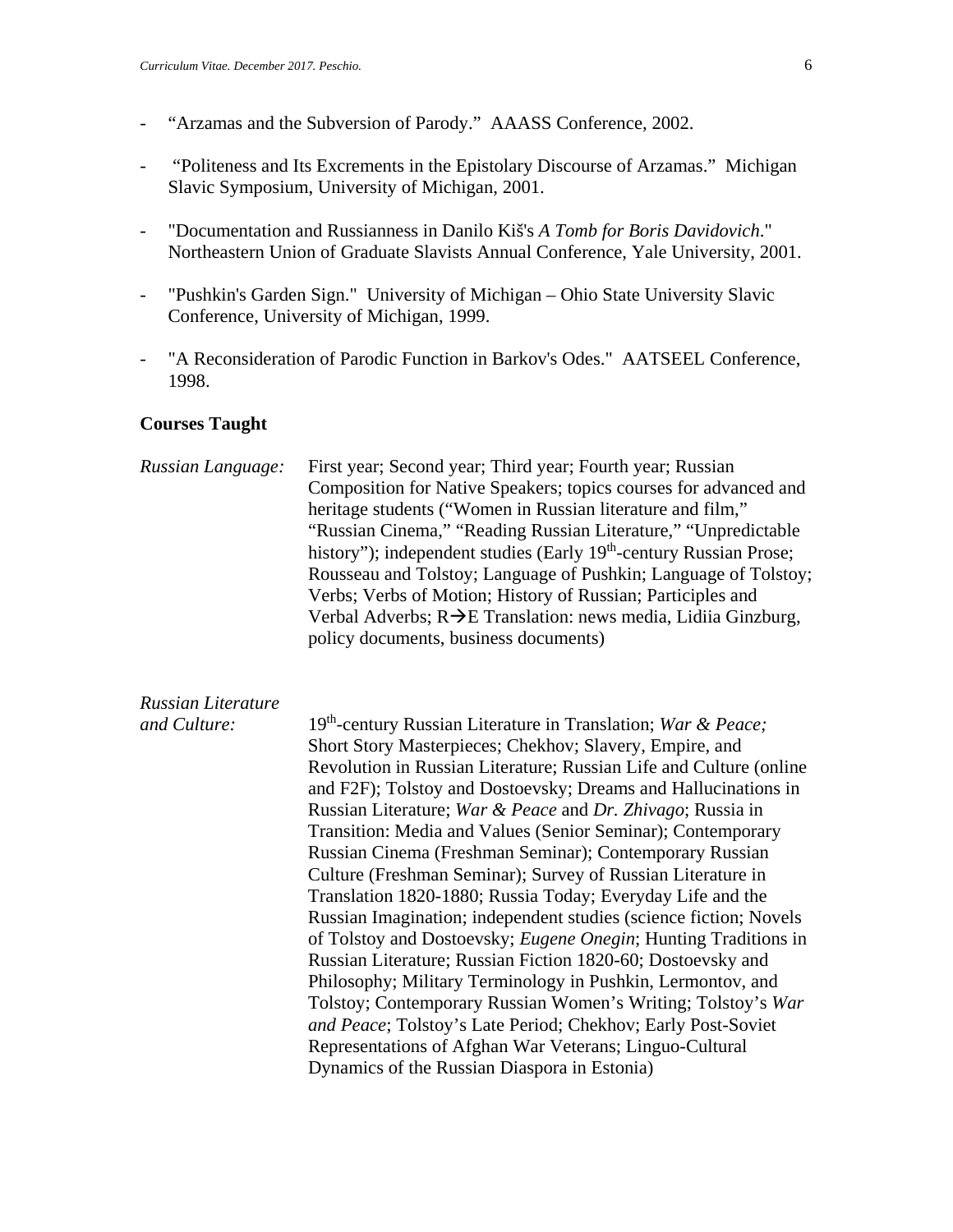- “Arzamas and the Subversion of Parody.” AAASS Conference, 2002.

- “Politeness and Its Excrements in the Epistolary Discourse of Arzamas.” Michigan Slavic Symposium, University of Michigan, 2001.

- "Documentation and Russianness in Danilo Kiš's *A Tomb for Boris Davidovich*." Northeastern Union of Graduate Slavists Annual Conference, Yale University, 2001.

- "Pushkin's Garden Sign." University of Michigan – Ohio State University Slavic Conference, University of Michigan, 1999.

- "A Reconsideration of Parodic Function in Barkov's Odes." AATSEEL Conference, 1998.

**Courses Taught**

*Russian Language:* First year; Second year; Third year; Fourth year; Russian Composition for Native Speakers; topics courses for advanced and heritage students (“Women in Russian literature and film,” “Russian Cinema,” “Reading Russian Literature,” “Unpredictable history”); independent studies (Early 19th-century Russian Prose; Rousseau and Tolstoy; Language of Pushkin; Language of Tolstoy; Verbs; Verbs of Motion; History of Russian; Participles and Verbal Adverbs; R→E Translation: news media, Lidiia Ginzburg, policy documents, business documents)

*Russian Literature and Culture:* 19th-century Russian Literature in Translation; *War & Peace;* Short Story Masterpieces; Chekhov; Slavery, Empire, and Revolution in Russian Literature; Russian Life and Culture (online and F2F); Tolstoy and Dostoevsky; Dreams and Hallucinations in Russian Literature; *War & Peace* and *Dr. Zhivago*; Russia in Transition: Media and Values (Senior Seminar); Contemporary Russian Cinema (Freshman Seminar); Contemporary Russian Culture (Freshman Seminar); Survey of Russian Literature in Translation 1820-1880; Russia Today; Everyday Life and the Russian Imagination; independent studies (science fiction; Novels of Tolstoy and Dostoevsky; *Eugene Onegin*; Hunting Traditions in Russian Literature; Russian Fiction 1820-60; Dostoevsky and Philosophy; Military Terminology in Pushkin, Lermontov, and Tolstoy; Contemporary Russian Women’s Writing; Tolstoy’s *War and Peace*; Tolstoy’s Late Period; Chekhov; Early Post-Soviet Representations of Afghan War Veterans; Linguo-Cultural Dynamics of the Russian Diaspora in Estonia)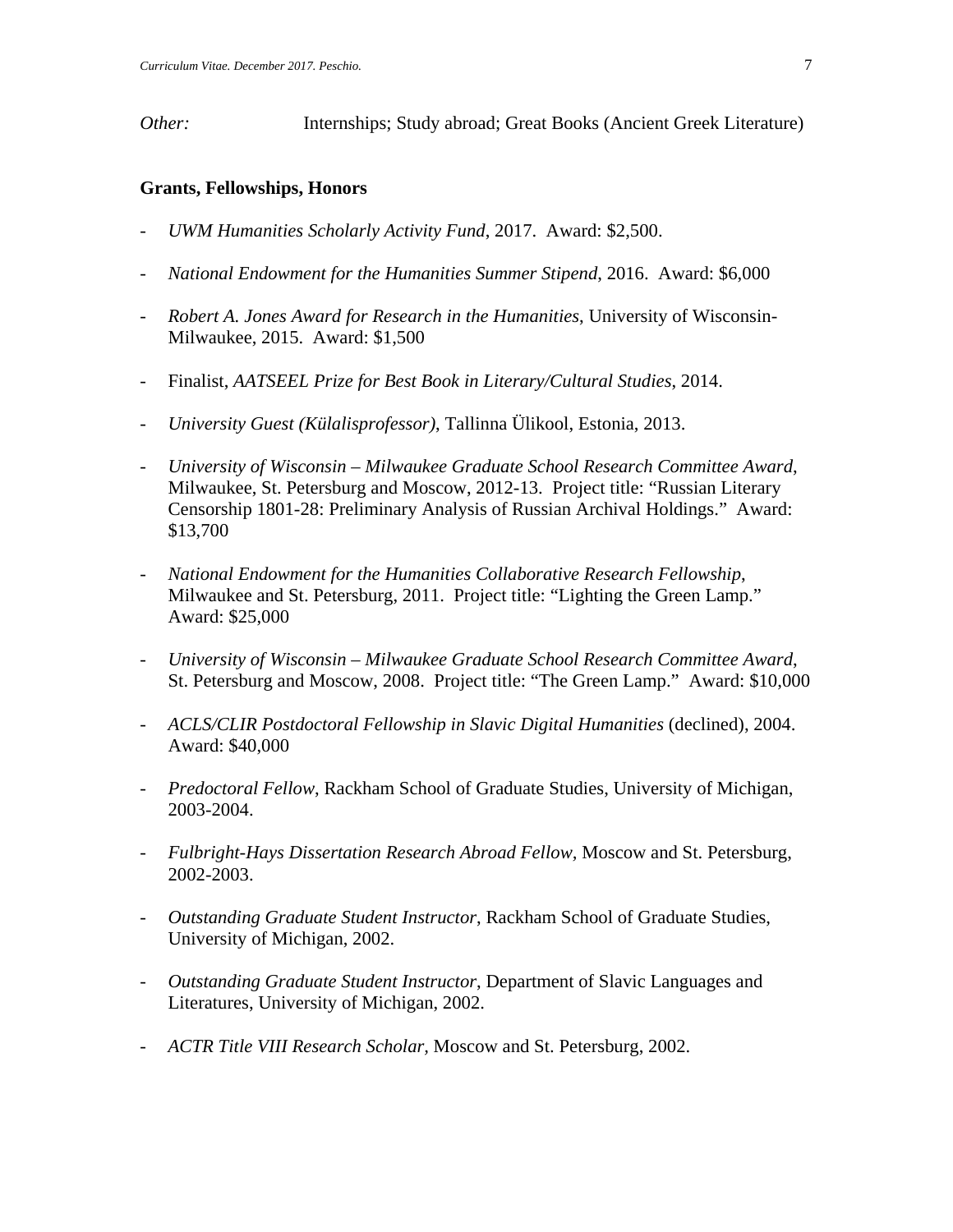*Other:* Internships; Study abroad; Great Books (Ancient Greek Literature)

**Grants, Fellowships, Honors**

- *UWM Humanities Scholarly Activity Fund*, 2017. Award: $2,500.

- *National Endowment for the Humanities Summer Stipend*, 2016. Award: $6,000

- *Robert A. Jones Award for Research in the Humanities*, University of Wisconsin-Milwaukee, 2015. Award: $1,500

- Finalist, *AATSEEL Prize for Best Book in Literary/Cultural Studies*, 2014.

- *University Guest (Külalisprofessor)*, Tallinna Ülikool, Estonia, 2013.

- *University of Wisconsin – Milwaukee Graduate School Research Committee Award*, Milwaukee, St. Petersburg and Moscow, 2012-13. Project title: "Russian Literary Censorship 1801-28: Preliminary Analysis of Russian Archival Holdings." Award: $13,700

- *National Endowment for the Humanities Collaborative Research Fellowship*, Milwaukee and St. Petersburg, 2011. Project title: "Lighting the Green Lamp." Award: $25,000

- *University of Wisconsin – Milwaukee Graduate School Research Committee Award*, St. Petersburg and Moscow, 2008. Project title: "The Green Lamp." Award: $10,000

- *ACLS/CLIR Postdoctoral Fellowship in Slavic Digital Humanities* (declined), 2004. Award: $40,000

- *Predoctoral Fellow*, Rackham School of Graduate Studies, University of Michigan, 2003-2004.

- *Fulbright-Hays Dissertation Research Abroad Fellow*, Moscow and St. Petersburg, 2002-2003.

- *Outstanding Graduate Student Instructor*, Rackham School of Graduate Studies, University of Michigan, 2002.

- *Outstanding Graduate Student Instructor*, Department of Slavic Languages and Literatures, University of Michigan, 2002.

- *ACTR Title VIII Research Scholar*, Moscow and St. Petersburg, 2002.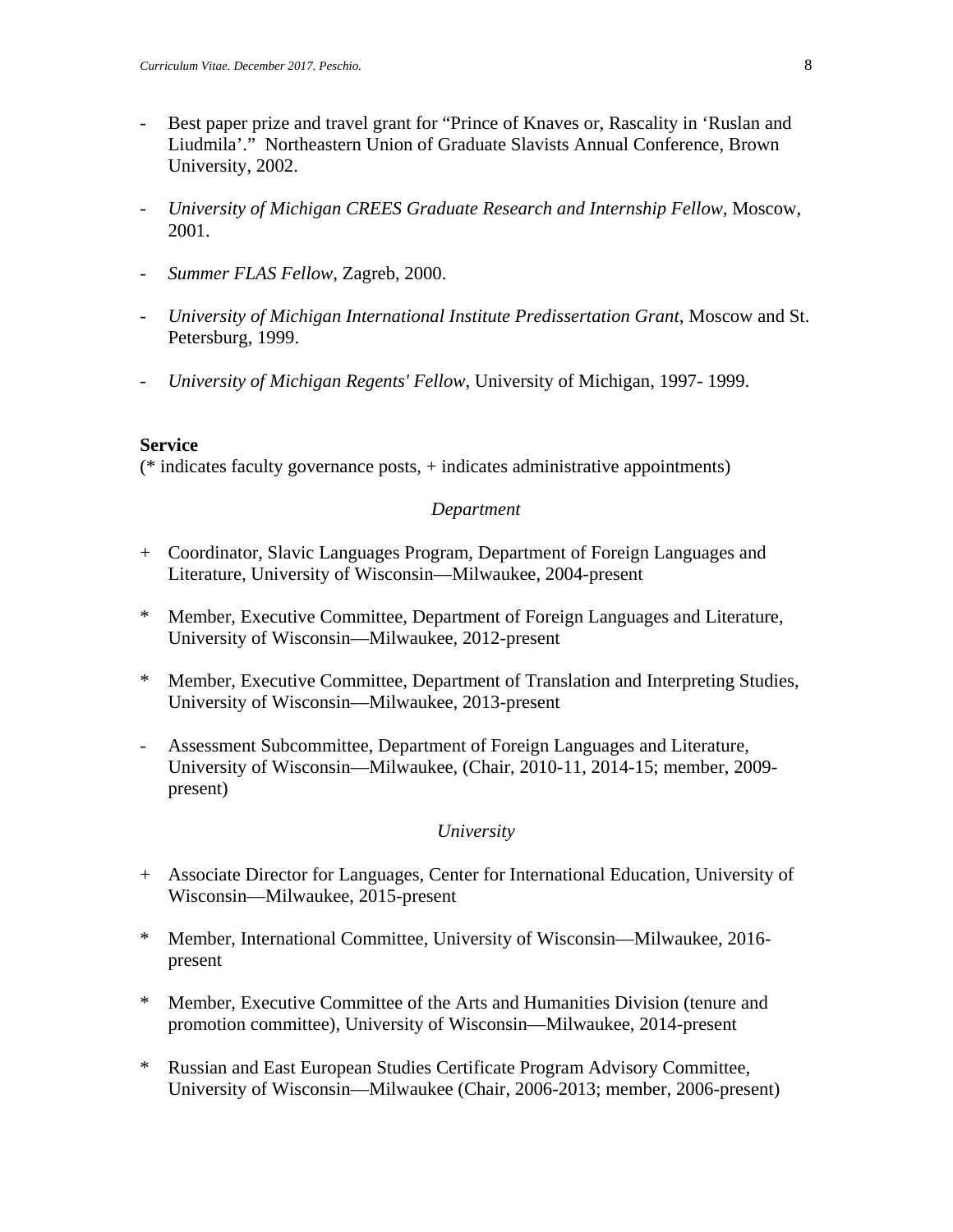- Best paper prize and travel grant for "Prince of Knaves or, Rascality in 'Ruslan and Liudmila'." Northeastern Union of Graduate Slavists Annual Conference, Brown University, 2002.

- *University of Michigan CREES Graduate Research and Internship Fellow*, Moscow, 2001.

- *Summer FLAS Fellow*, Zagreb, 2000.

- *University of Michigan International Institute Predissertation Grant*, Moscow and St. Petersburg, 1999.

- *University of Michigan Regents' Fellow*, University of Michigan, 1997- 1999.

**Service**
(* indicates faculty governance posts, + indicates administrative appointments)

*Department*

+ Coordinator, Slavic Languages Program, Department of Foreign Languages and Literature, University of Wisconsin—Milwaukee, 2004-present

* Member, Executive Committee, Department of Foreign Languages and Literature, University of Wisconsin—Milwaukee, 2012-present

* Member, Executive Committee, Department of Translation and Interpreting Studies, University of Wisconsin—Milwaukee, 2013-present

- Assessment Subcommittee, Department of Foreign Languages and Literature, University of Wisconsin—Milwaukee, (Chair, 2010-11, 2014-15; member, 2009-present)

*University*

+ Associate Director for Languages, Center for International Education, University of Wisconsin—Milwaukee, 2015-present

* Member, International Committee, University of Wisconsin—Milwaukee, 2016-present

* Member, Executive Committee of the Arts and Humanities Division (tenure and promotion committee), University of Wisconsin—Milwaukee, 2014-present

* Russian and East European Studies Certificate Program Advisory Committee, University of Wisconsin—Milwaukee (Chair, 2006-2013; member, 2006-present)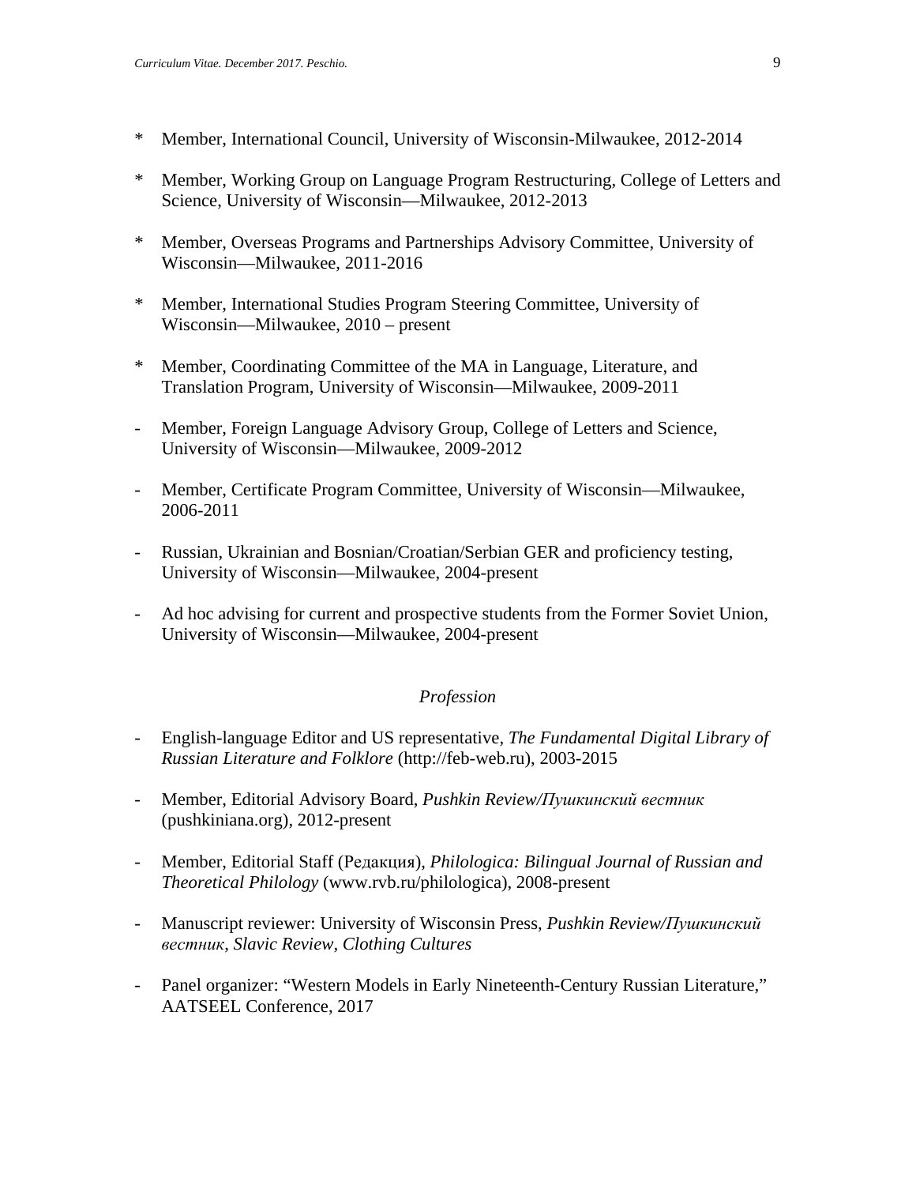* Member, International Council, University of Wisconsin-Milwaukee, 2012-2014

* Member, Working Group on Language Program Restructuring, College of Letters and Science, University of Wisconsin—Milwaukee, 2012-2013

* Member, Overseas Programs and Partnerships Advisory Committee, University of Wisconsin—Milwaukee, 2011-2016

* Member, International Studies Program Steering Committee, University of Wisconsin—Milwaukee, 2010 – present

* Member, Coordinating Committee of the MA in Language, Literature, and Translation Program, University of Wisconsin—Milwaukee, 2009-2011

- Member, Foreign Language Advisory Group, College of Letters and Science, University of Wisconsin—Milwaukee, 2009-2012

- Member, Certificate Program Committee, University of Wisconsin—Milwaukee, 2006-2011

- Russian, Ukrainian and Bosnian/Croatian/Serbian GER and proficiency testing, University of Wisconsin—Milwaukee, 2004-present

- Ad hoc advising for current and prospective students from the Former Soviet Union, University of Wisconsin—Milwaukee, 2004-present

*Profession*

- English-language Editor and US representative, *The Fundamental Digital Library of Russian Literature and Folklore* (http://feb-web.ru), 2003-2015

- Member, Editorial Advisory Board, *Pushkin Review/Пушкинский вестник* (pushkiniana.org), 2012-present

- Member, Editorial Staff (Редакция), *Philologica: Bilingual Journal of Russian and Theoretical Philology* (www.rvb.ru/philologica), 2008-present

- Manuscript reviewer: University of Wisconsin Press, *Pushkin Review/Пушкинский вестник*, *Slavic Review*, *Clothing Cultures*

- Panel organizer: "Western Models in Early Nineteenth-Century Russian Literature," AATSEEL Conference, 2017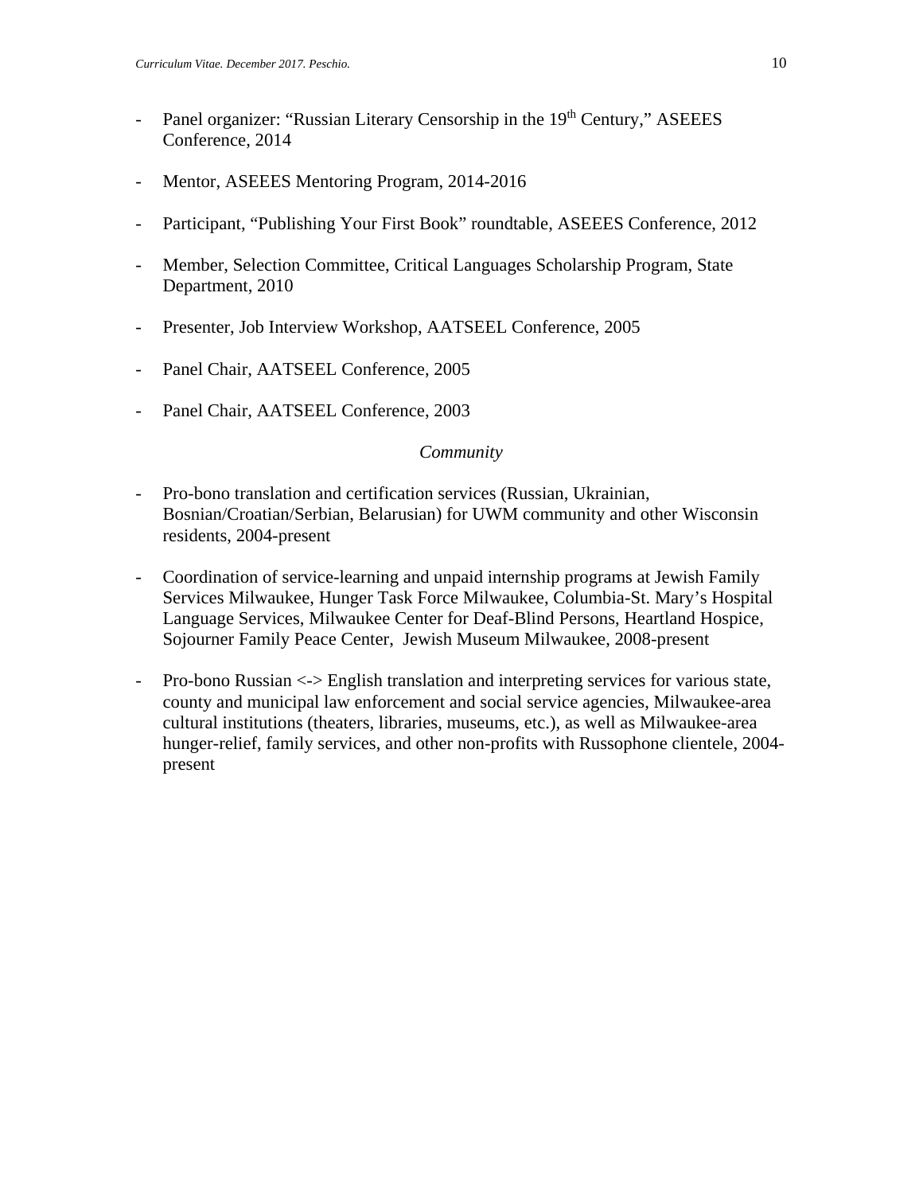- Panel organizer: "Russian Literary Censorship in the 19th Century," ASEEES Conference, 2014

- Mentor, ASEEES Mentoring Program, 2014-2016

- Participant, "Publishing Your First Book" roundtable, ASEEES Conference, 2012

- Member, Selection Committee, Critical Languages Scholarship Program, State Department, 2010

- Presenter, Job Interview Workshop, AATSEEL Conference, 2005

- Panel Chair, AATSEEL Conference, 2005

- Panel Chair, AATSEEL Conference, 2003

*Community*

- Pro-bono translation and certification services (Russian, Ukrainian, Bosnian/Croatian/Serbian, Belarusian) for UWM community and other Wisconsin residents, 2004-present

- Coordination of service-learning and unpaid internship programs at Jewish Family Services Milwaukee, Hunger Task Force Milwaukee, Columbia-St. Mary's Hospital Language Services, Milwaukee Center for Deaf-Blind Persons, Heartland Hospice, Sojourner Family Peace Center, Jewish Museum Milwaukee, 2008-present

- Pro-bono Russian <-> English translation and interpreting services for various state, county and municipal law enforcement and social service agencies, Milwaukee-area cultural institutions (theaters, libraries, museums, etc.), as well as Milwaukee-area hunger-relief, family services, and other non-profits with Russophone clientele, 2004-present